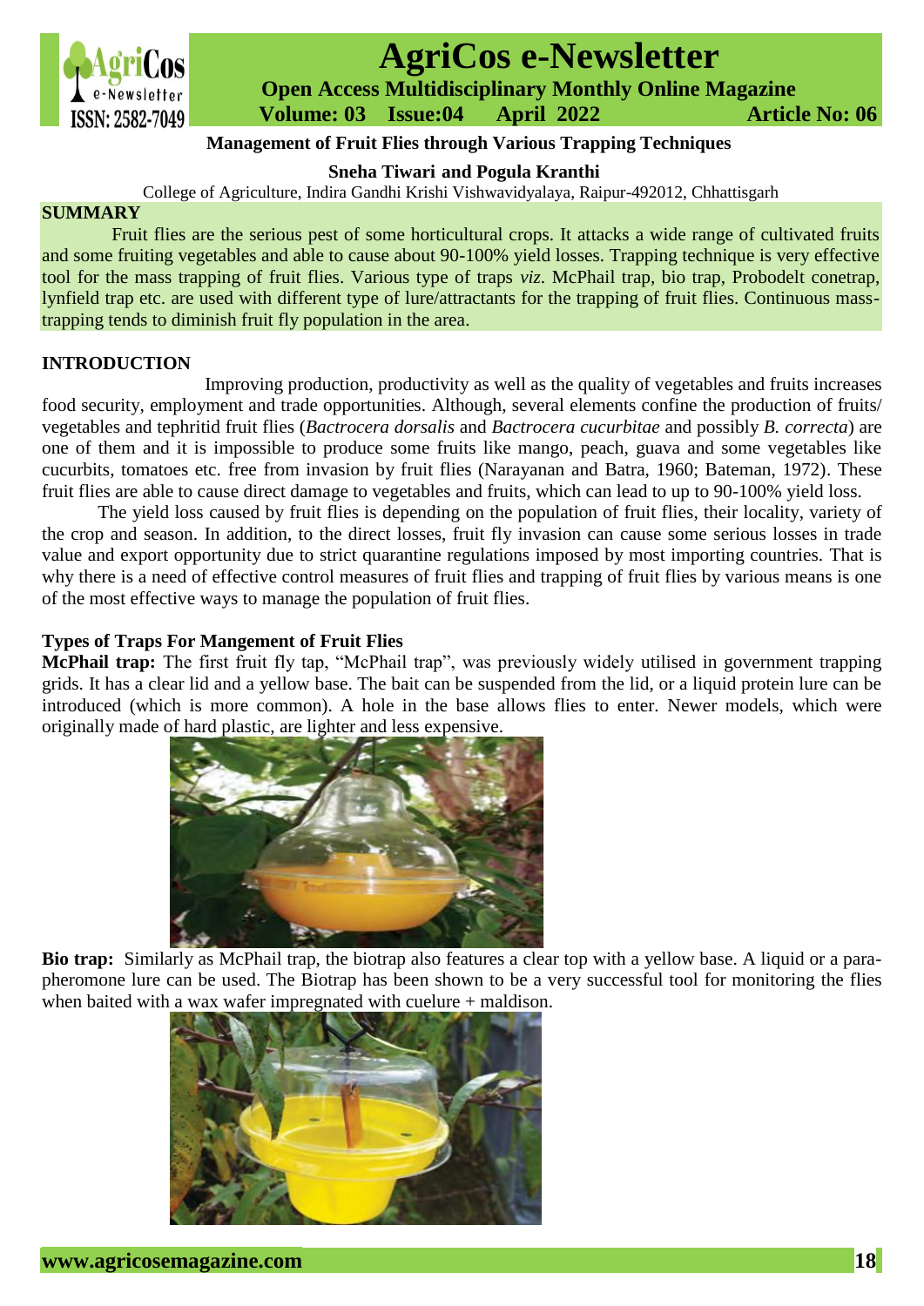# Management of Fruit Flies through Various Trapping Techniques

**Sneha Tiwari and Pogula Kranthi**

College of Agriculture, Indira Gandhi Krishi Vishwavidyalaya, Raipur-492012, Chhattisgarh

## SUMMARY

Fruit flies are the serious pest of some horticultural crops. It attacks a wide range of cultivated fruits and some fruiting vegetables and able to cause about 90-100% yield losses. Trapping technique is very effective tool for the mass trapping of fruit flies. Various type of traps *viz.* McPhail trap, bio trap, Probodelt conetrap, lynfield trap etc. are used with different type of lure/attractants for the trapping of fruit flies. Continuous mass-trapping tends to diminish fruit fly population in the area.

## INTRODUCTION

Improving production, productivity as well as the quality of vegetables and fruits increases food security, employment and trade opportunities. Although, several elements confine the production of fruits/ vegetables and tephritid fruit flies (*Bactrocera dorsalis* and *Bactrocera cucurbitae* and possibly *B. correcta*) are one of them and it is impossible to produce some fruits like mango, peach, guava and some vegetables like cucurbits, tomatoes etc. free from invasion by fruit flies (Narayanan and Batra, 1960; Bateman, 1972). These fruit flies are able to cause direct damage to vegetables and fruits, which can lead to up to 90-100% yield loss.

The yield loss caused by fruit flies is depending on the population of fruit flies, their locality, variety of the crop and season. In addition, to the direct losses, fruit fly invasion can cause some serious losses in trade value and export opportunity due to strict quarantine regulations imposed by most importing countries. That is why there is a need of effective control measures of fruit flies and trapping of fruit flies by various means is one of the most effective ways to manage the population of fruit flies.

### Types of Traps For Mangement of Fruit Flies

**McPhail trap:** The first fruit fly tap, "McPhail trap", was previously widely utilised in government trapping grids. It has a clear lid and a yellow base. The bait can be suspended from the lid, or a liquid protein lure can be introduced (which is more common). A hole in the base allows flies to enter. Newer models, which were originally made of hard plastic, are lighter and less expensive.

**Bio trap:** Similarly as McPhail trap, the biotrap also features a clear top with a yellow base. A liquid or a para-pheromone lure can be used. The Biotrap has been shown to be a very successful tool for monitoring the flies when baited with a wax wafer impregnated with cuelure + maldison.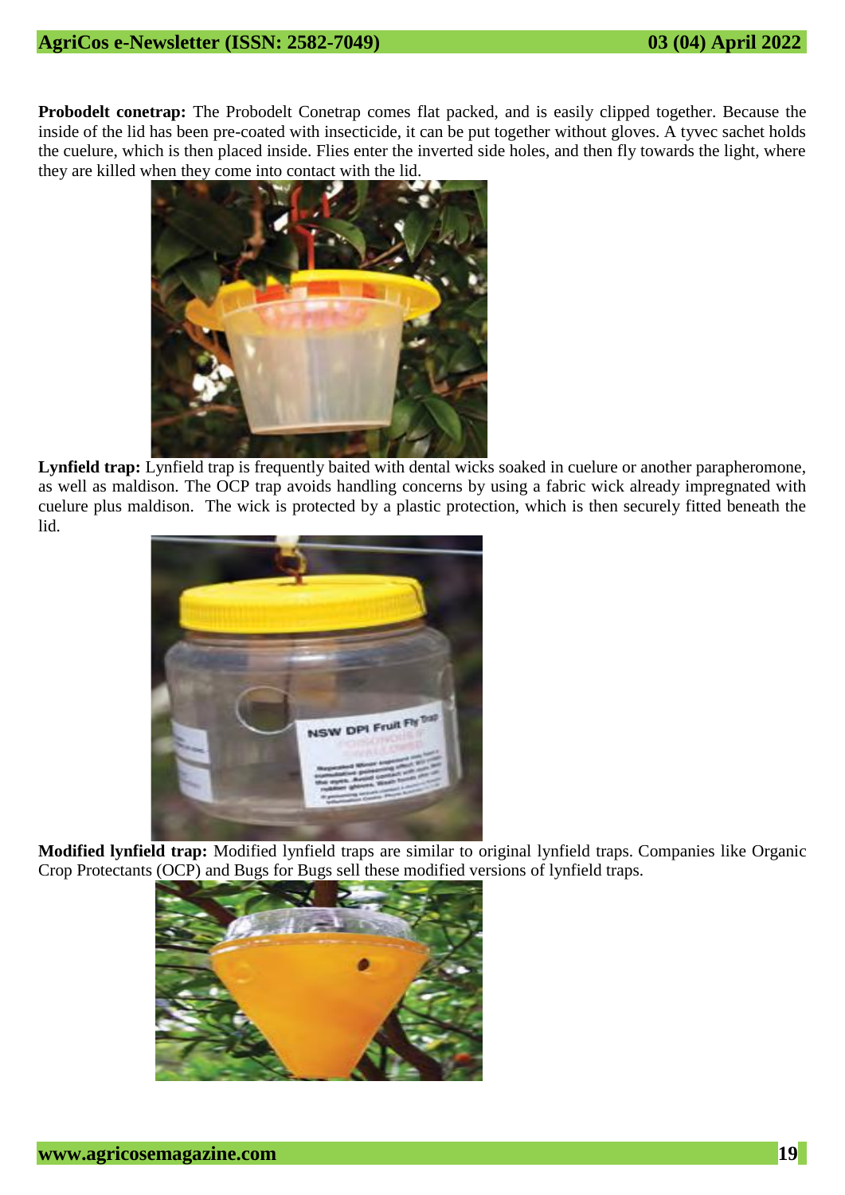**Probodelt conetrap:** The Probodelt Conetrap comes flat packed, and is easily clipped together. Because the inside of the lid has been pre-coated with insecticide, it can be put together without gloves. A tyvec sachet holds the cuelure, which is then placed inside. Flies enter the inverted side holes, and then fly towards the light, where they are killed when they come into contact with the lid.

**Lynfield trap:** Lynfield trap is frequently baited with dental wicks soaked in cuelure or another parapheromone, as well as maldison. The OCP trap avoids handling concerns by using a fabric wick already impregnated with cuelure plus maldison. The wick is protected by a plastic protection, which is then securely fitted beneath the lid.

**Modified lynfield trap:** Modified lynfield traps are similar to original lynfield traps. Companies like Organic Crop Protectants (OCP) and Bugs for Bugs sell these modified versions of lynfield traps.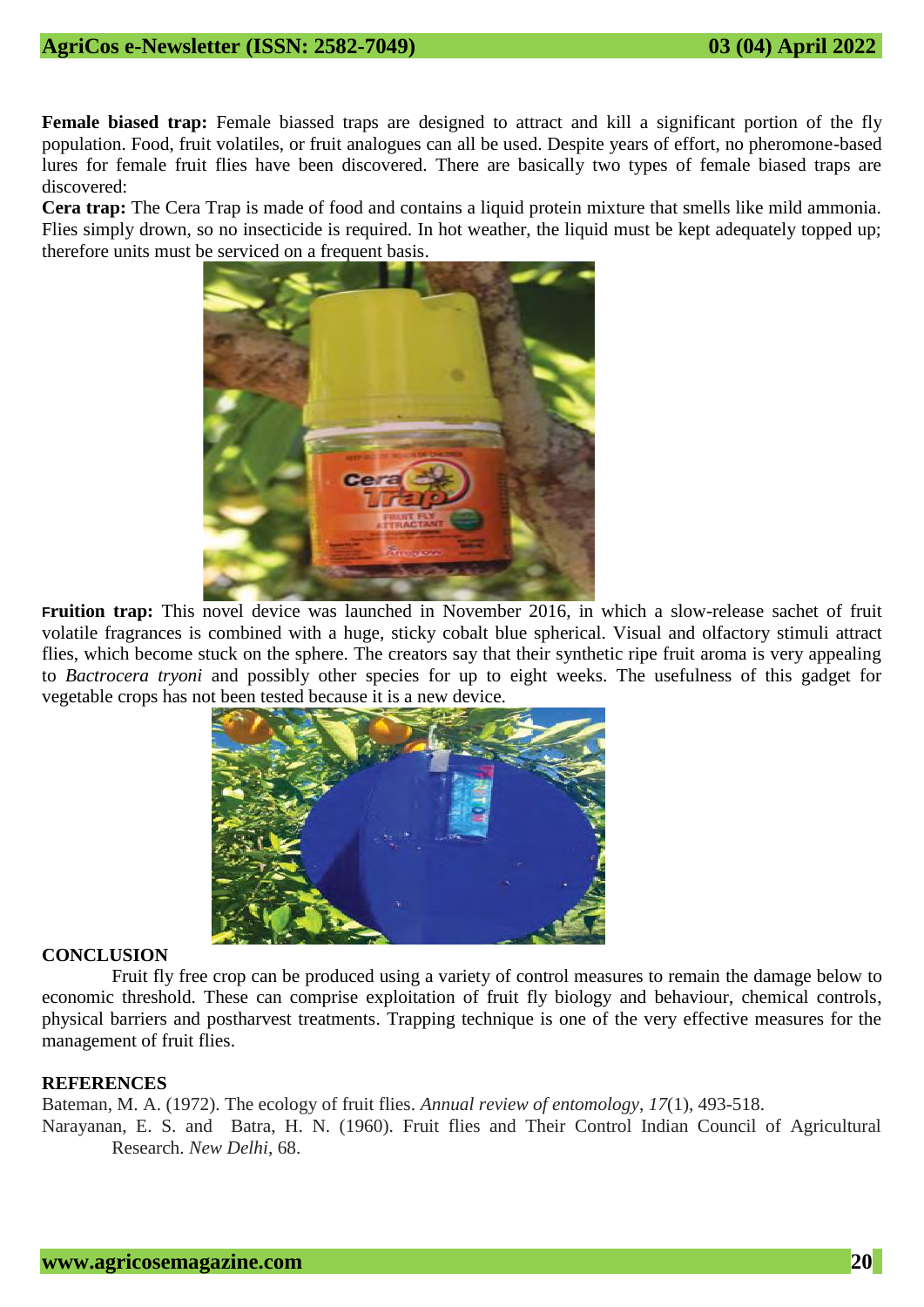**Female biased trap:** Female biassed traps are designed to attract and kill a significant portion of the fly population. Food, fruit volatiles, or fruit analogues can all be used. Despite years of effort, no pheromone-based lures for female fruit flies have been discovered. There are basically two types of female biased traps are discovered:

**Cera trap:** The Cera Trap is made of food and contains a liquid protein mixture that smells like mild ammonia. Flies simply drown, so no insecticide is required. In hot weather, the liquid must be kept adequately topped up; therefore units must be serviced on a frequent basis.

**Fruition trap:** This novel device was launched in November 2016, in which a slow-release sachet of fruit volatile fragrances is combined with a huge, sticky cobalt blue spherical. Visual and olfactory stimuli attract flies, which become stuck on the sphere. The creators say that their synthetic ripe fruit aroma is very appealing to *Bactrocera tryoni* and possibly other species for up to eight weeks. The usefulness of this gadget for vegetable crops has not been tested because it is a new device.

## CONCLUSION

Fruit fly free crop can be produced using a variety of control measures to remain the damage below to economic threshold. These can comprise exploitation of fruit fly biology and behaviour, chemical controls, physical barriers and postharvest treatments. Trapping technique is one of the very effective measures for the management of fruit flies.

## REFERENCES

Bateman, M. A. (1972). The ecology of fruit flies. *Annual review of entomology*, *17*(1), 493-518.

Narayanan, E. S. and Batra, H. N. (1960). Fruit flies and Their Control Indian Council of Agricultural Research. *New Delhi*, 68.